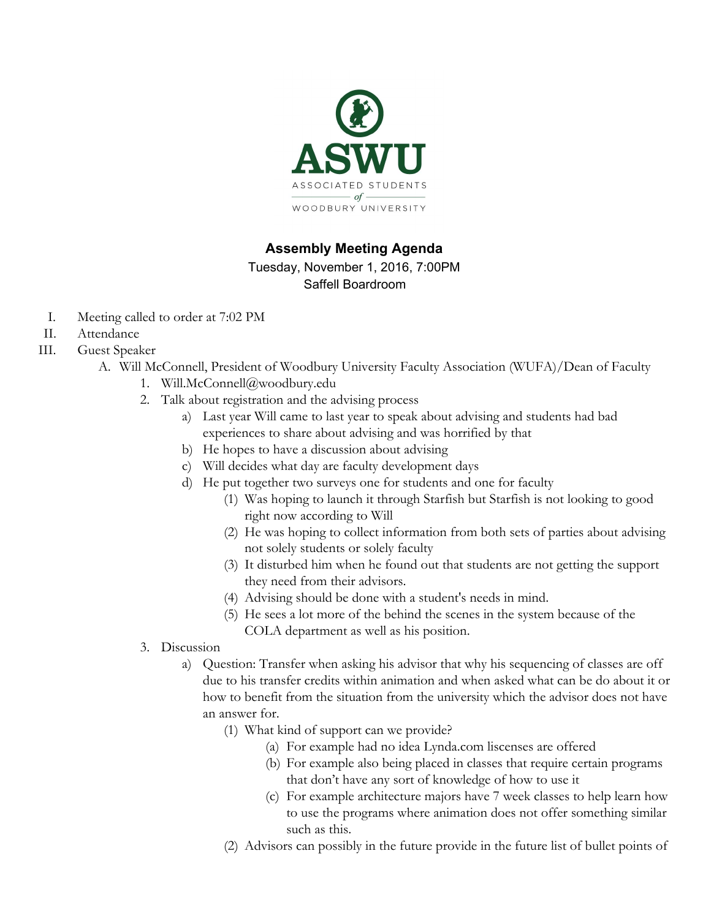ASWU

ASSOCIATED STUDENTS

of

WOODBURY UNIVERSITY

**Assembly Meeting Agenda**

Tuesday, November 1, 2016, 7:00PM

Saffell Boardroom

I. Meeting called to order at 7:02 PM

II. Attendance

III. Guest Speaker

    A. Will McConnell, President of Woodbury University Faculty Association (WUFA)/Dean of Faculty

        1. Will.McConnell@woodbury.edu

        2. Talk about registration and the advising process

            a) Last year Will came to last year to speak about advising and students had bad experiences to share about advising and was horrified by that

            b) He hopes to have a discussion about advising

            c) Will decides what day are faculty development days

            d) He put together two surveys one for students and one for faculty

                (1) Was hoping to launch it through Starfish but Starfish is not looking to good right now according to Will

                (2) He was hoping to collect information from both sets of parties about advising not solely students or solely faculty

                (3) It disturbed him when he found out that students are not getting the support they need from their advisors.

                (4) Advising should be done with a student's needs in mind.

                (5) He sees a lot more of the behind the scenes in the system because of the COLA department as well as his position.

        3. Discussion

            a) Question: Transfer when asking his advisor that why his sequencing of classes are off due to his transfer credits within animation and when asked what can be do about it or how to benefit from the situation from the university which the advisor does not have an answer for.

                (1) What kind of support can we provide?

                    (a) For example had no idea Lynda.com liscenses are offered

                    (b) For example also being placed in classes that require certain programs that don't have any sort of knowledge of how to use it

                    (c) For example architecture majors have 7 week classes to help learn how to use the programs where animation does not offer something similar such as this.

                (2) Advisors can possibly in the future provide in the future list of bullet points of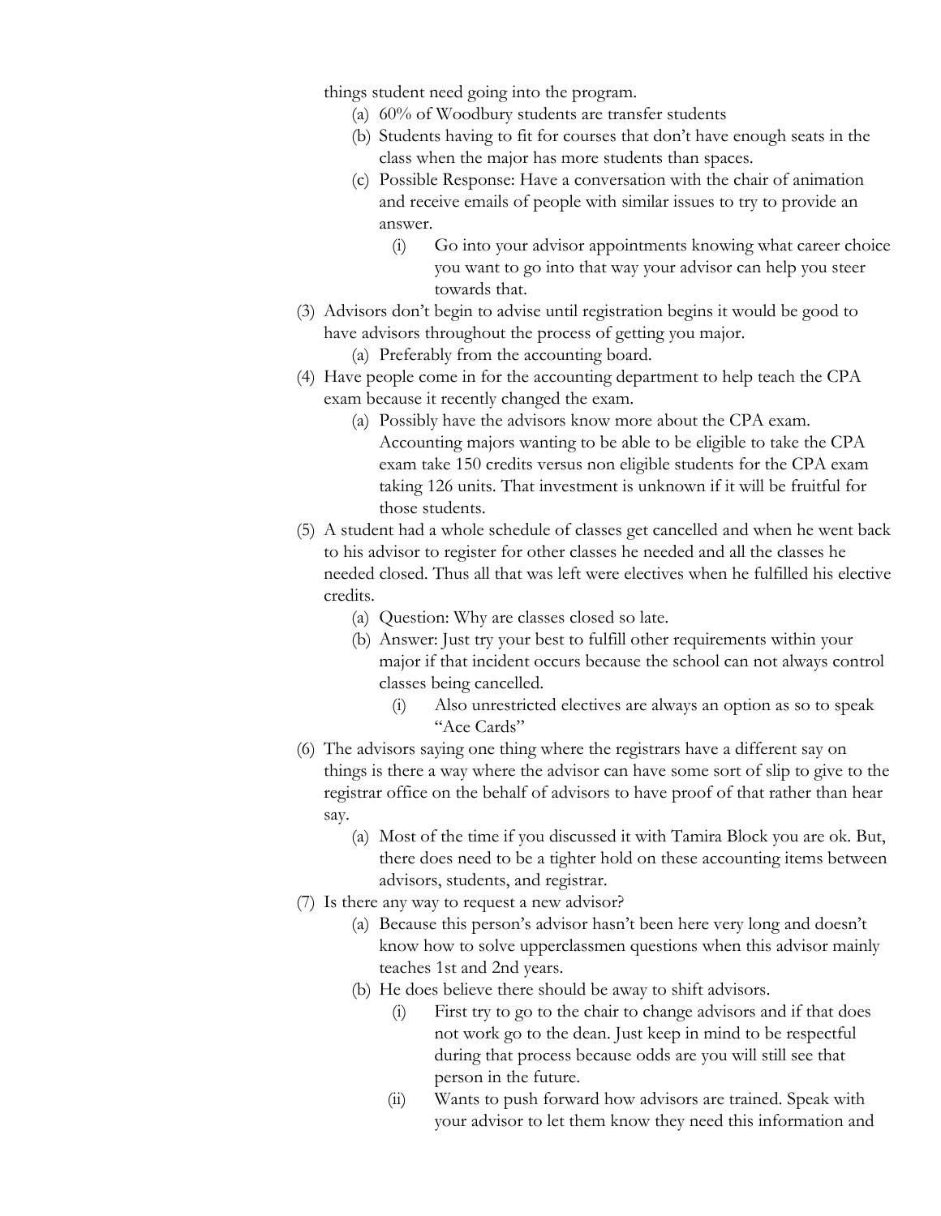things student need going into the program.

- (a) 60% of Woodbury students are transfer students
- (b) Students having to fit for courses that don't have enough seats in the class when the major has more students than spaces.
- (c) Possible Response: Have a conversation with the chair of animation and receive emails of people with similar issues to try to provide an answer.
  - (i) Go into your advisor appointments knowing what career choice you want to go into that way your advisor can help you steer towards that.

(3) Advisors don't begin to advise until registration begins it would be good to have advisors throughout the process of getting you major.

- (a) Preferably from the accounting board.

(4) Have people come in for the accounting department to help teach the CPA exam because it recently changed the exam.

- (a) Possibly have the advisors know more about the CPA exam. Accounting majors wanting to be able to be eligible to take the CPA exam take 150 credits versus non eligible students for the CPA exam taking 126 units. That investment is unknown if it will be fruitful for those students.

(5) A student had a whole schedule of classes get cancelled and when he went back to his advisor to register for other classes he needed and all the classes he needed closed. Thus all that was left were electives when he fulfilled his elective credits.

- (a) Question: Why are classes closed so late.
- (b) Answer: Just try your best to fulfill other requirements within your major if that incident occurs because the school can not always control classes being cancelled.
  - (i) Also unrestricted electives are always an option as so to speak "Ace Cards"

(6) The advisors saying one thing where the registrars have a different say on things is there a way where the advisor can have some sort of slip to give to the registrar office on the behalf of advisors to have proof of that rather than hear say.

- (a) Most of the time if you discussed it with Tamira Block you are ok. But, there does need to be a tighter hold on these accounting items between advisors, students, and registrar.

(7) Is there any way to request a new advisor?

- (a) Because this person's advisor hasn't been here very long and doesn't know how to solve upperclassmen questions when this advisor mainly teaches 1st and 2nd years.
- (b) He does believe there should be away to shift advisors.
  - (i) First try to go to the chair to change advisors and if that does not work go to the dean. Just keep in mind to be respectful during that process because odds are you will still see that person in the future.
  - (ii) Wants to push forward how advisors are trained. Speak with your advisor to let them know they need this information and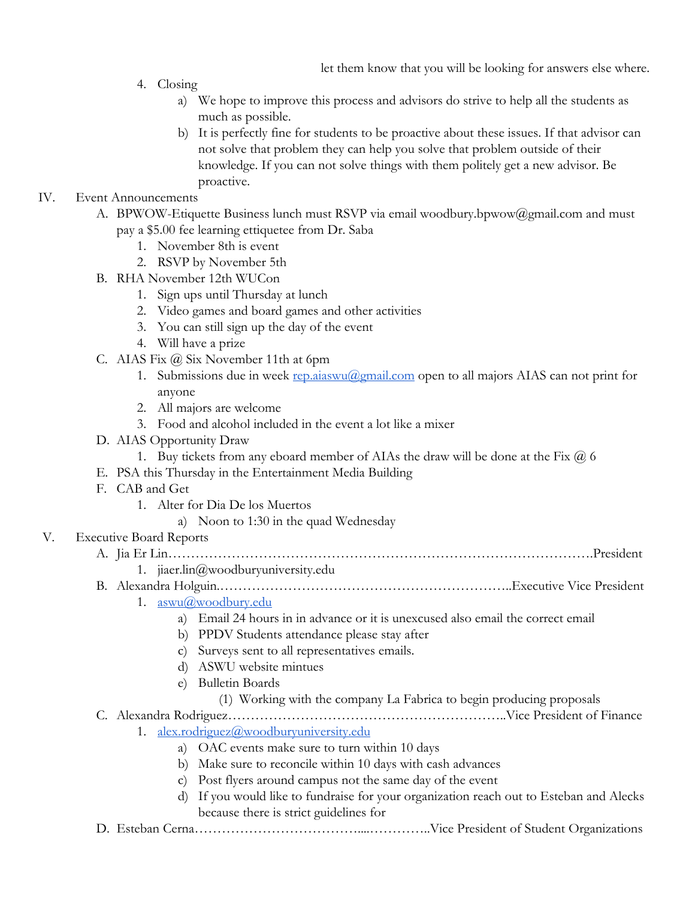let them know that you will be looking for answers else where.

4. Closing
    a) We hope to improve this process and advisors do strive to help all the students as much as possible.
    b) It is perfectly fine for students to be proactive about these issues. If that advisor can not solve that problem they can help you solve that problem outside of their knowledge. If you can not solve things with them politely get a new advisor. Be proactive.

IV. Event Announcements

A. BPWOW-Etiquette Business lunch must RSVP via email woodbury.bpwow@gmail.com and must pay a $5.00 fee learning ettiquetee from Dr. Saba
   1. November 8th is event
   2. RSVP by November 5th

B. RHA November 12th WUCon
   1. Sign ups until Thursday at lunch
   2. Video games and board games and other activities
   3. You can still sign up the day of the event
   4. Will have a prize

C. AIAS Fix @ Six November 11th at 6pm
   1. Submissions due in week rep.aiaswu@gmail.com open to all majors AIAS can not print for anyone
   2. All majors are welcome
   3. Food and alcohol included in the event a lot like a mixer

D. AIAS Opportunity Draw
   1. Buy tickets from any eboard member of AIAs the draw will be done at the Fix @ 6

E. PSA this Thursday in the Entertainment Media Building

F. CAB and Get
   1. Alter for Dia De los Muertos
      a) Noon to 1:30 in the quad Wednesday

V. Executive Board Reports

A. Jia Er Lin……………………………………………………………………………….President
   1. jiaer.lin@woodburyuniversity.edu

B. Alexandra Holguin.………………………………………………………..Executive Vice President
   1. aswu@woodbury.edu
      a) Email 24 hours in in advance or it is unexcused also email the correct email
      b) PPDV Students attendance please stay after
      c) Surveys sent to all representatives emails.
      d) ASWU website mintues
      e) Bulletin Boards
         (1) Working with the company La Fabrica to begin producing proposals

C. Alexandra Rodriguez……………………………………………………..Vice President of Finance
   1. alex.rodriguez@woodburyuniversity.edu
      a) OAC events make sure to turn within 10 days
      b) Make sure to reconcile within 10 days with cash advances
      c) Post flyers around campus not the same day of the event
      d) If you would like to fundraise for your organization reach out to Esteban and Alecks because there is strict guidelines for

D. Esteban Cerna……………………………....…………..Vice President of Student Organizations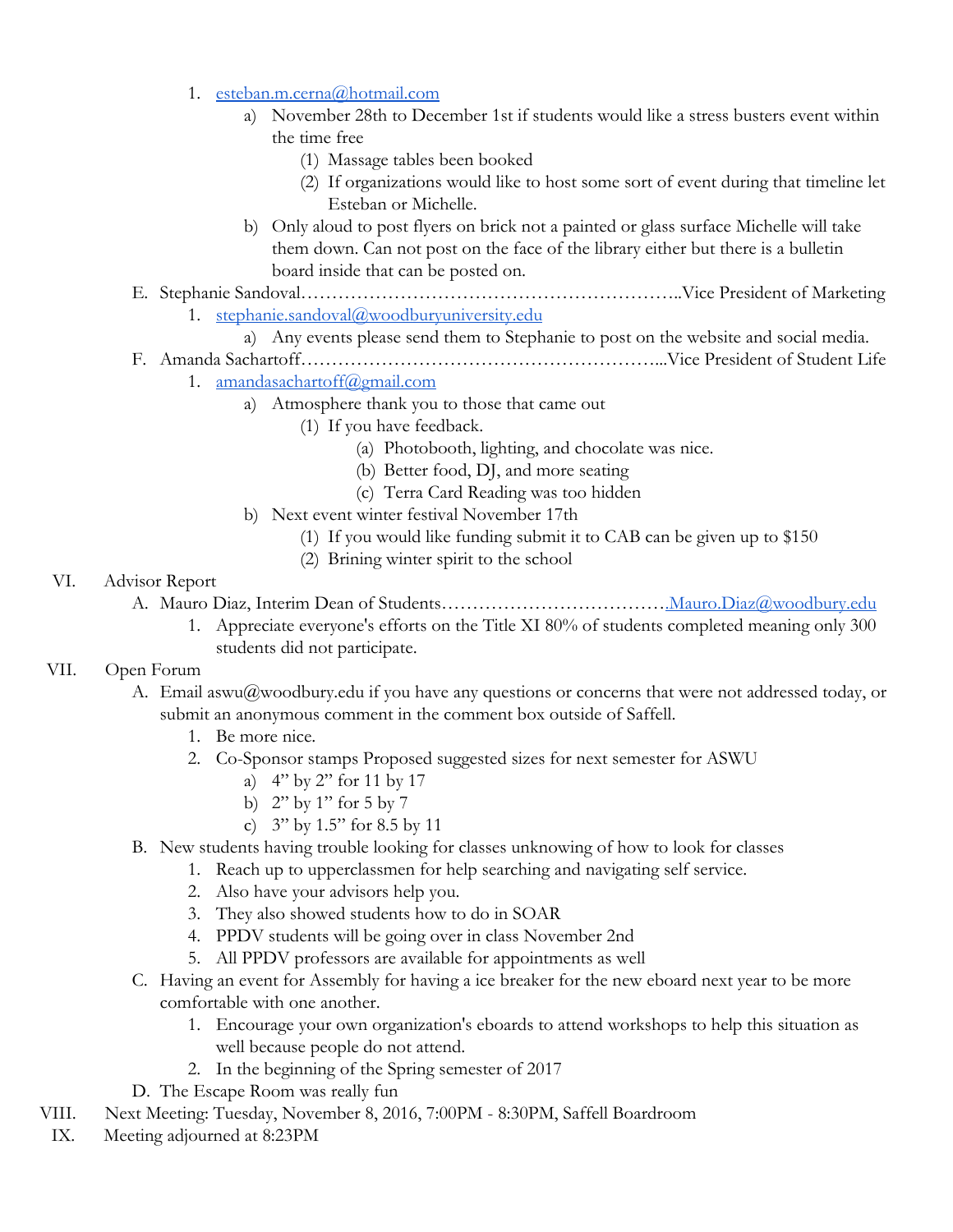1. esteban.m.cerna@hotmail.com
    a) November 28th to December 1st if students would like a stress busters event within the time free
        (1) Massage tables been booked
        (2) If organizations would like to host some sort of event during that timeline let Esteban or Michelle.
    b) Only aloud to post flyers on brick not a painted or glass surface Michelle will take them down. Can not post on the face of the library either but there is a bulletin board inside that can be posted on.

E. Stephanie Sandoval……………………………………………………..Vice President of Marketing
1. stephanie.sandoval@woodburyuniversity.edu
    a) Any events please send them to Stephanie to post on the website and social media.

F. Amanda Sachartoff…………………………………………………...Vice President of Student Life
1. amandasachartoff@gmail.com
    a) Atmosphere thank you to those that came out
        (1) If you have feedback.
            (a) Photobooth, lighting, and chocolate was nice.
            (b) Better food, DJ, and more seating
            (c) Terra Card Reading was too hidden
    b) Next event winter festival November 17th
        (1) If you would like funding submit it to CAB can be given up to $150
        (2) Brining winter spirit to the school

VI. Advisor Report

A. Mauro Diaz, Interim Dean of Students……………………………….Mauro.Diaz@woodbury.edu
1. Appreciate everyone's efforts on the Title XI 80% of students completed meaning only 300 students did not participate.

VII. Open Forum

A. Email aswu@woodbury.edu if you have any questions or concerns that were not addressed today, or submit an anonymous comment in the comment box outside of Saffell.
1. Be more nice.
2. Co-Sponsor stamps Proposed suggested sizes for next semester for ASWU
    a) 4” by 2” for 11 by 17
    b) 2” by 1” for 5 by 7
    c) 3” by 1.5” for 8.5 by 11

B. New students having trouble looking for classes unknowing of how to look for classes
1. Reach up to upperclassmen for help searching and navigating self service.
2. Also have your advisors help you.
3. They also showed students how to do in SOAR
4. PPDV students will be going over in class November 2nd
5. All PPDV professors are available for appointments as well

C. Having an event for Assembly for having a ice breaker for the new eboard next year to be more comfortable with one another.
1. Encourage your own organization's eboards to attend workshops to help this situation as well because people do not attend.
2. In the beginning of the Spring semester of 2017

D. The Escape Room was really fun

VIII. Next Meeting: Tuesday, November 8, 2016, 7:00PM - 8:30PM, Saffell Boardroom

IX. Meeting adjourned at 8:23PM